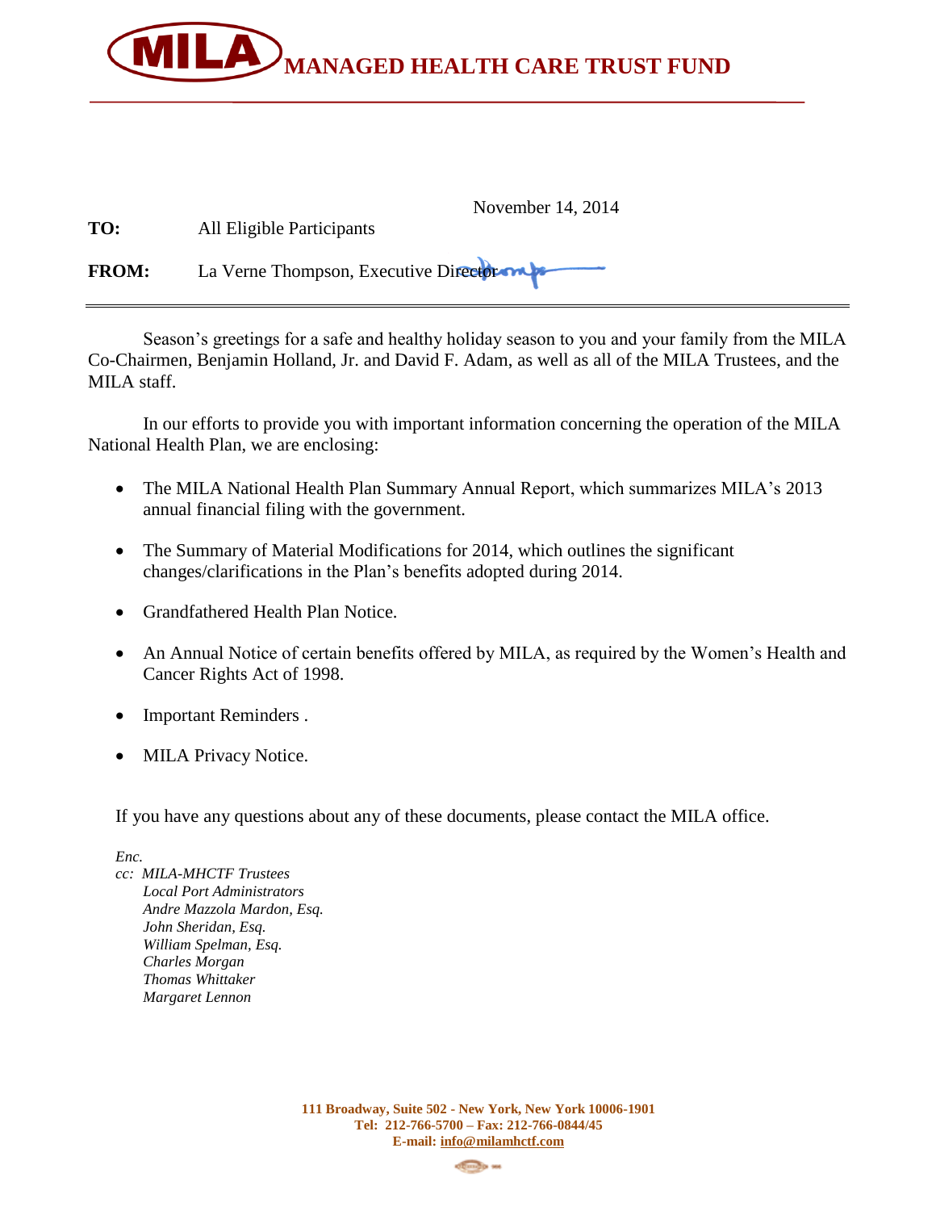# MILA MANAGED HEALTH CARE TRUST FUND

November 14, 2014

**TO:** All Eligible Participants

**FROM:** La Verne Thompson, Executive Director

---

Season's greetings for a safe and healthy holiday season to you and your family from the MILA Co-Chairmen, Benjamin Holland, Jr. and David F. Adam, as well as all of the MILA Trustees, and the MILA staff.

In our efforts to provide you with important information concerning the operation of the MILA National Health Plan, we are enclosing:

- The MILA National Health Plan Summary Annual Report, which summarizes MILA's 2013 annual financial filing with the government.
- The Summary of Material Modifications for 2014, which outlines the significant changes/clarifications in the Plan's benefits adopted during 2014.
- Grandfathered Health Plan Notice.
- An Annual Notice of certain benefits offered by MILA, as required by the Women's Health and Cancer Rights Act of 1998.
- Important Reminders .
- MILA Privacy Notice.

If you have any questions about any of these documents, please contact the MILA office.

*Enc.*
*cc: MILA-MHCTF Trustees*
*Local Port Administrators*
*Andre Mazzola Mardon, Esq.*
*John Sheridan, Esq.*
*William Spelman, Esq.*
*Charles Morgan*
*Thomas Whittaker*
*Margaret Lennon*

**111 Broadway, Suite 502 - New York, New York 10006-1901**
**Tel: 212-766-5700 – Fax: 212-766-0844/45**
**E-mail: info@milamhctf.com**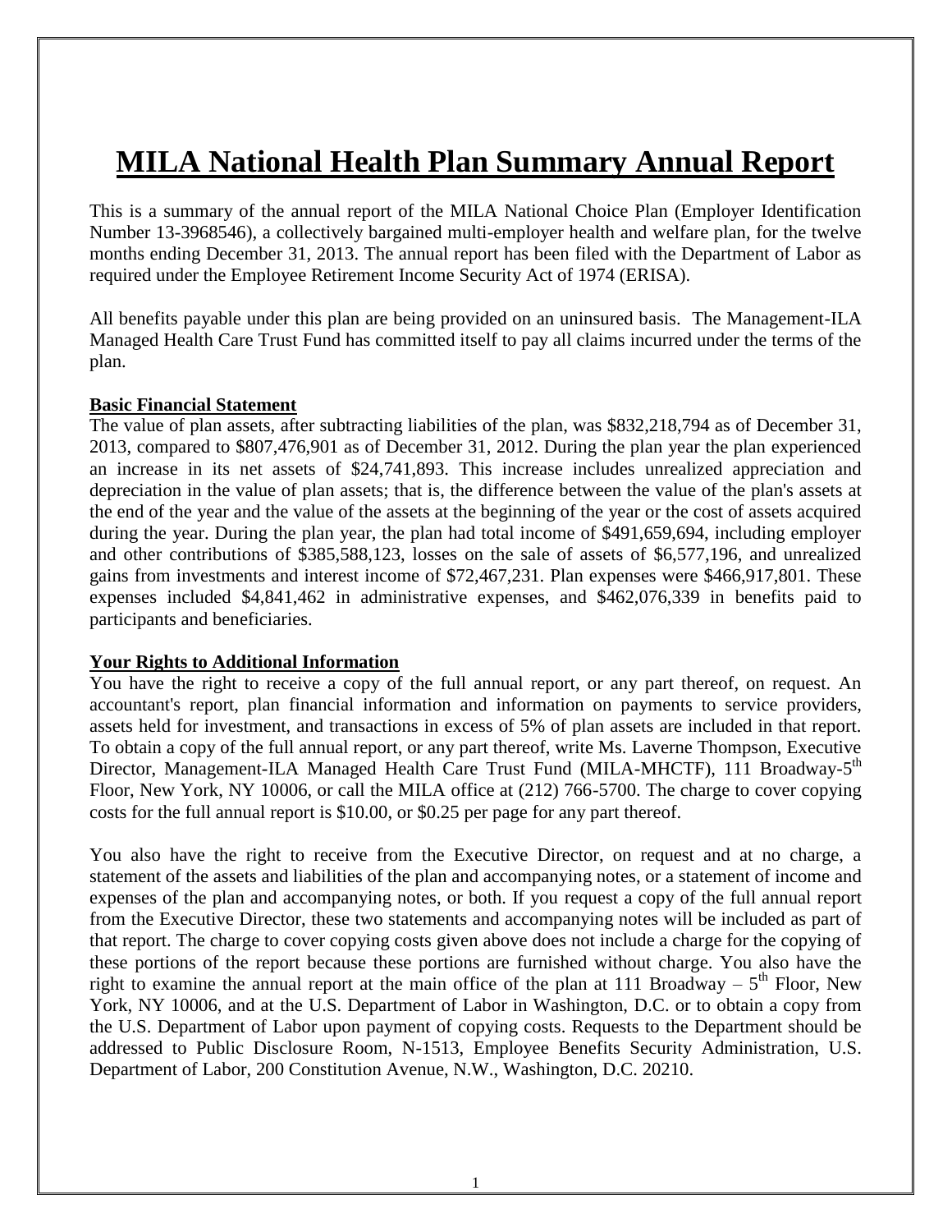# MILA National Health Plan Summary Annual Report

This is a summary of the annual report of the MILA National Choice Plan (Employer Identification Number 13-3968546), a collectively bargained multi-employer health and welfare plan, for the twelve months ending December 31, 2013. The annual report has been filed with the Department of Labor as required under the Employee Retirement Income Security Act of 1974 (ERISA).

All benefits payable under this plan are being provided on an uninsured basis. The Management-ILA Managed Health Care Trust Fund has committed itself to pay all claims incurred under the terms of the plan.

**Basic Financial Statement**

The value of plan assets, after subtracting liabilities of the plan, was $832,218,794 as of December 31, 2013, compared to $807,476,901 as of December 31, 2012. During the plan year the plan experienced an increase in its net assets of $24,741,893. This increase includes unrealized appreciation and depreciation in the value of plan assets; that is, the difference between the value of the plan's assets at the end of the year and the value of the assets at the beginning of the year or the cost of assets acquired during the year. During the plan year, the plan had total income of $491,659,694, including employer and other contributions of $385,588,123, losses on the sale of assets of $6,577,196, and unrealized gains from investments and interest income of $72,467,231. Plan expenses were $466,917,801. These expenses included $4,841,462 in administrative expenses, and $462,076,339 in benefits paid to participants and beneficiaries.

**Your Rights to Additional Information**

You have the right to receive a copy of the full annual report, or any part thereof, on request. An accountant's report, plan financial information and information on payments to service providers, assets held for investment, and transactions in excess of 5% of plan assets are included in that report. To obtain a copy of the full annual report, or any part thereof, write Ms. Laverne Thompson, Executive Director, Management-ILA Managed Health Care Trust Fund (MILA-MHCTF), 111 Broadway-5th Floor, New York, NY 10006, or call the MILA office at (212) 766-5700. The charge to cover copying costs for the full annual report is $10.00, or $0.25 per page for any part thereof.

You also have the right to receive from the Executive Director, on request and at no charge, a statement of the assets and liabilities of the plan and accompanying notes, or a statement of income and expenses of the plan and accompanying notes, or both. If you request a copy of the full annual report from the Executive Director, these two statements and accompanying notes will be included as part of that report. The charge to cover copying costs given above does not include a charge for the copying of these portions of the report because these portions are furnished without charge. You also have the right to examine the annual report at the main office of the plan at 111 Broadway – 5th Floor, New York, NY 10006, and at the U.S. Department of Labor in Washington, D.C. or to obtain a copy from the U.S. Department of Labor upon payment of copying costs. Requests to the Department should be addressed to Public Disclosure Room, N-1513, Employee Benefits Security Administration, U.S. Department of Labor, 200 Constitution Avenue, N.W., Washington, D.C. 20210.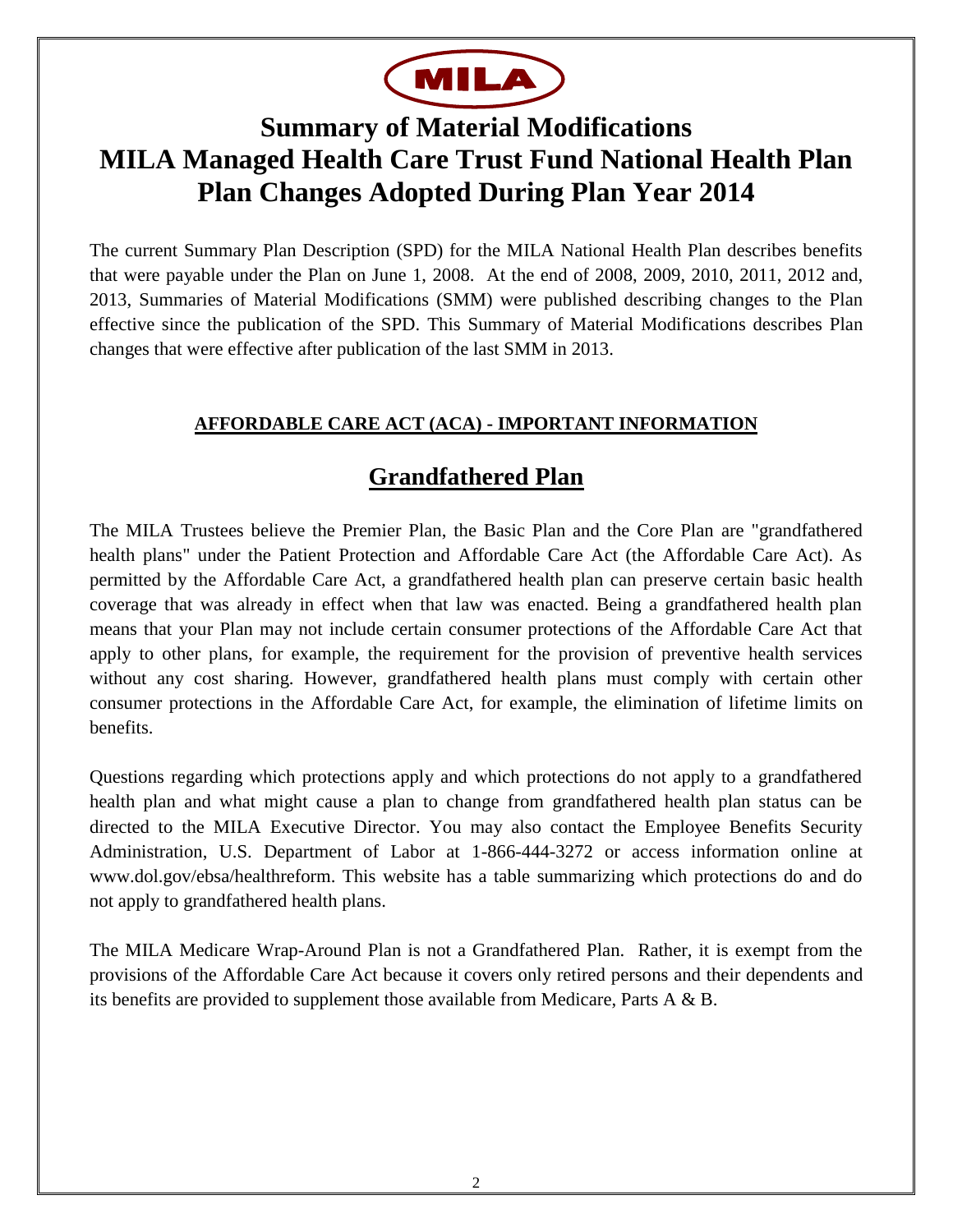# Summary of Material Modifications
# MILA Managed Health Care Trust Fund National Health Plan
# Plan Changes Adopted During Plan Year 2014

The current Summary Plan Description (SPD) for the MILA National Health Plan describes benefits that were payable under the Plan on June 1, 2008. At the end of 2008, 2009, 2010, 2011, 2012 and, 2013, Summaries of Material Modifications (SMM) were published describing changes to the Plan effective since the publication of the SPD. This Summary of Material Modifications describes Plan changes that were effective after publication of the last SMM in 2013.

**AFFORDABLE CARE ACT (ACA) - IMPORTANT INFORMATION**

## Grandfathered Plan

The MILA Trustees believe the Premier Plan, the Basic Plan and the Core Plan are "grandfathered health plans" under the Patient Protection and Affordable Care Act (the Affordable Care Act). As permitted by the Affordable Care Act, a grandfathered health plan can preserve certain basic health coverage that was already in effect when that law was enacted. Being a grandfathered health plan means that your Plan may not include certain consumer protections of the Affordable Care Act that apply to other plans, for example, the requirement for the provision of preventive health services without any cost sharing. However, grandfathered health plans must comply with certain other consumer protections in the Affordable Care Act, for example, the elimination of lifetime limits on benefits.

Questions regarding which protections apply and which protections do not apply to a grandfathered health plan and what might cause a plan to change from grandfathered health plan status can be directed to the MILA Executive Director. You may also contact the Employee Benefits Security Administration, U.S. Department of Labor at 1-866-444-3272 or access information online at www.dol.gov/ebsa/healthreform. This website has a table summarizing which protections do and do not apply to grandfathered health plans.

The MILA Medicare Wrap-Around Plan is not a Grandfathered Plan. Rather, it is exempt from the provisions of the Affordable Care Act because it covers only retired persons and their dependents and its benefits are provided to supplement those available from Medicare, Parts A & B.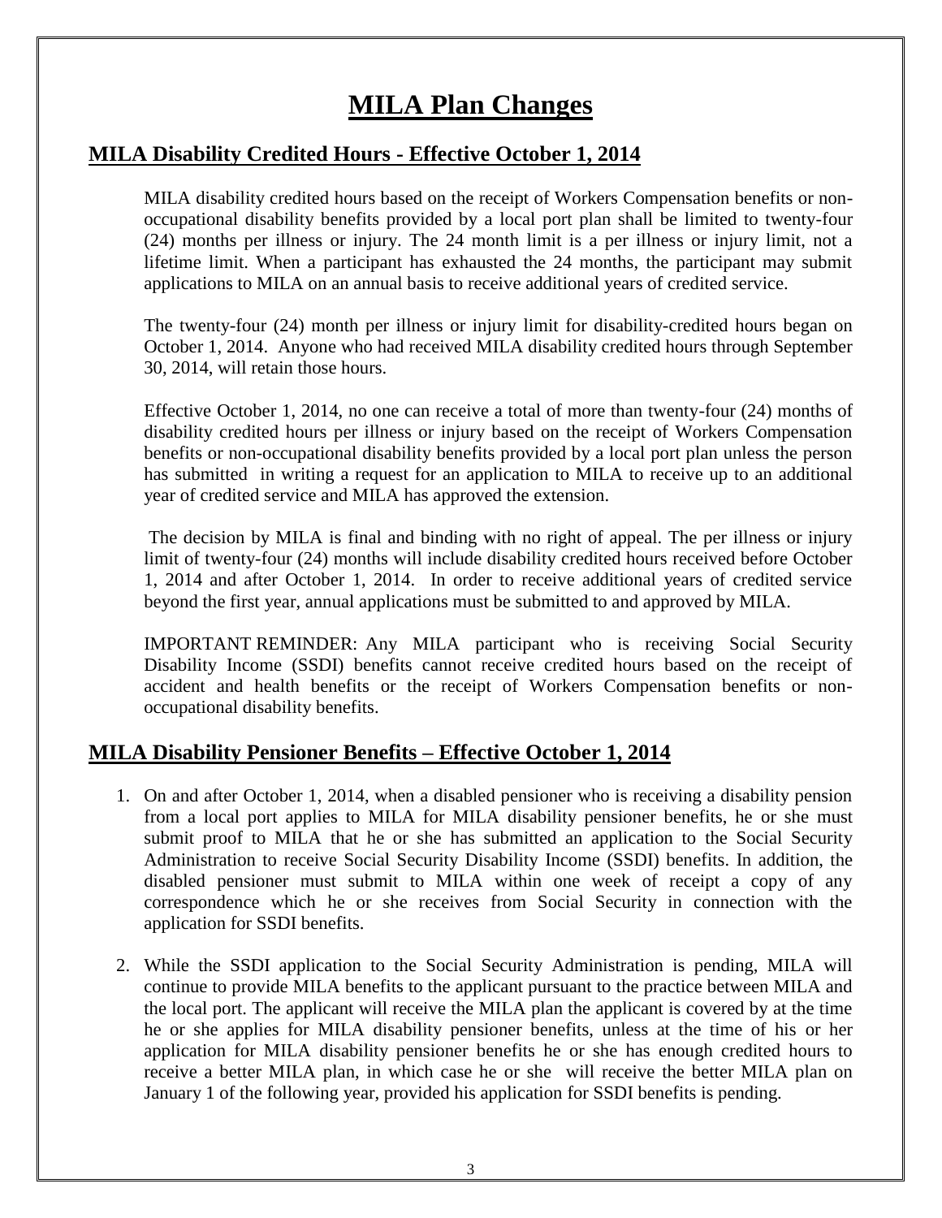# MILA Plan Changes

## MILA Disability Credited Hours - Effective October 1, 2014

MILA disability credited hours based on the receipt of Workers Compensation benefits or non-occupational disability benefits provided by a local port plan shall be limited to twenty-four (24) months per illness or injury. The 24 month limit is a per illness or injury limit, not a lifetime limit. When a participant has exhausted the 24 months, the participant may submit applications to MILA on an annual basis to receive additional years of credited service.

The twenty-four (24) month per illness or injury limit for disability-credited hours began on October 1, 2014. Anyone who had received MILA disability credited hours through September 30, 2014, will retain those hours.

Effective October 1, 2014, no one can receive a total of more than twenty-four (24) months of disability credited hours per illness or injury based on the receipt of Workers Compensation benefits or non-occupational disability benefits provided by a local port plan unless the person has submitted in writing a request for an application to MILA to receive up to an additional year of credited service and MILA has approved the extension.

The decision by MILA is final and binding with no right of appeal. The per illness or injury limit of twenty-four (24) months will include disability credited hours received before October 1, 2014 and after October 1, 2014. In order to receive additional years of credited service beyond the first year, annual applications must be submitted to and approved by MILA.

IMPORTANT REMINDER: Any MILA participant who is receiving Social Security Disability Income (SSDI) benefits cannot receive credited hours based on the receipt of accident and health benefits or the receipt of Workers Compensation benefits or non-occupational disability benefits.

## MILA Disability Pensioner Benefits – Effective October 1, 2014

1. On and after October 1, 2014, when a disabled pensioner who is receiving a disability pension from a local port applies to MILA for MILA disability pensioner benefits, he or she must submit proof to MILA that he or she has submitted an application to the Social Security Administration to receive Social Security Disability Income (SSDI) benefits. In addition, the disabled pensioner must submit to MILA within one week of receipt a copy of any correspondence which he or she receives from Social Security in connection with the application for SSDI benefits.

2. While the SSDI application to the Social Security Administration is pending, MILA will continue to provide MILA benefits to the applicant pursuant to the practice between MILA and the local port. The applicant will receive the MILA plan the applicant is covered by at the time he or she applies for MILA disability pensioner benefits, unless at the time of his or her application for MILA disability pensioner benefits he or she has enough credited hours to receive a better MILA plan, in which case he or she will receive the better MILA plan on January 1 of the following year, provided his application for SSDI benefits is pending.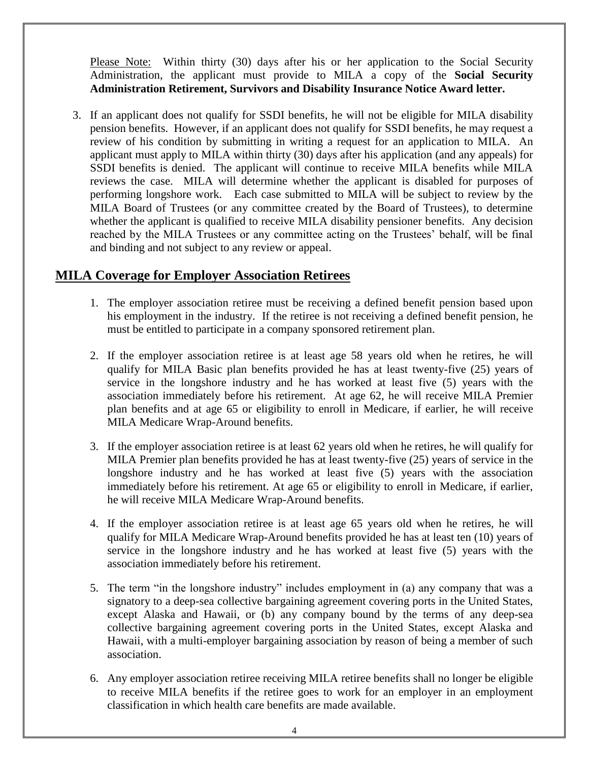Please Note: Within thirty (30) days after his or her application to the Social Security Administration, the applicant must provide to MILA a copy of the **Social Security Administration Retirement, Survivors and Disability Insurance Notice Award letter.**

3. If an applicant does not qualify for SSDI benefits, he will not be eligible for MILA disability pension benefits. However, if an applicant does not qualify for SSDI benefits, he may request a review of his condition by submitting in writing a request for an application to MILA. An applicant must apply to MILA within thirty (30) days after his application (and any appeals) for SSDI benefits is denied. The applicant will continue to receive MILA benefits while MILA reviews the case. MILA will determine whether the applicant is disabled for purposes of performing longshore work. Each case submitted to MILA will be subject to review by the MILA Board of Trustees (or any committee created by the Board of Trustees), to determine whether the applicant is qualified to receive MILA disability pensioner benefits. Any decision reached by the MILA Trustees or any committee acting on the Trustees' behalf, will be final and binding and not subject to any review or appeal.

## MILA Coverage for Employer Association Retirees

1. The employer association retiree must be receiving a defined benefit pension based upon his employment in the industry. If the retiree is not receiving a defined benefit pension, he must be entitled to participate in a company sponsored retirement plan.

2. If the employer association retiree is at least age 58 years old when he retires, he will qualify for MILA Basic plan benefits provided he has at least twenty-five (25) years of service in the longshore industry and he has worked at least five (5) years with the association immediately before his retirement. At age 62, he will receive MILA Premier plan benefits and at age 65 or eligibility to enroll in Medicare, if earlier, he will receive MILA Medicare Wrap-Around benefits.

3. If the employer association retiree is at least 62 years old when he retires, he will qualify for MILA Premier plan benefits provided he has at least twenty-five (25) years of service in the longshore industry and he has worked at least five (5) years with the association immediately before his retirement. At age 65 or eligibility to enroll in Medicare, if earlier, he will receive MILA Medicare Wrap-Around benefits.

4. If the employer association retiree is at least age 65 years old when he retires, he will qualify for MILA Medicare Wrap-Around benefits provided he has at least ten (10) years of service in the longshore industry and he has worked at least five (5) years with the association immediately before his retirement.

5. The term "in the longshore industry" includes employment in (a) any company that was a signatory to a deep-sea collective bargaining agreement covering ports in the United States, except Alaska and Hawaii, or (b) any company bound by the terms of any deep-sea collective bargaining agreement covering ports in the United States, except Alaska and Hawaii, with a multi-employer bargaining association by reason of being a member of such association.

6. Any employer association retiree receiving MILA retiree benefits shall no longer be eligible to receive MILA benefits if the retiree goes to work for an employer in an employment classification in which health care benefits are made available.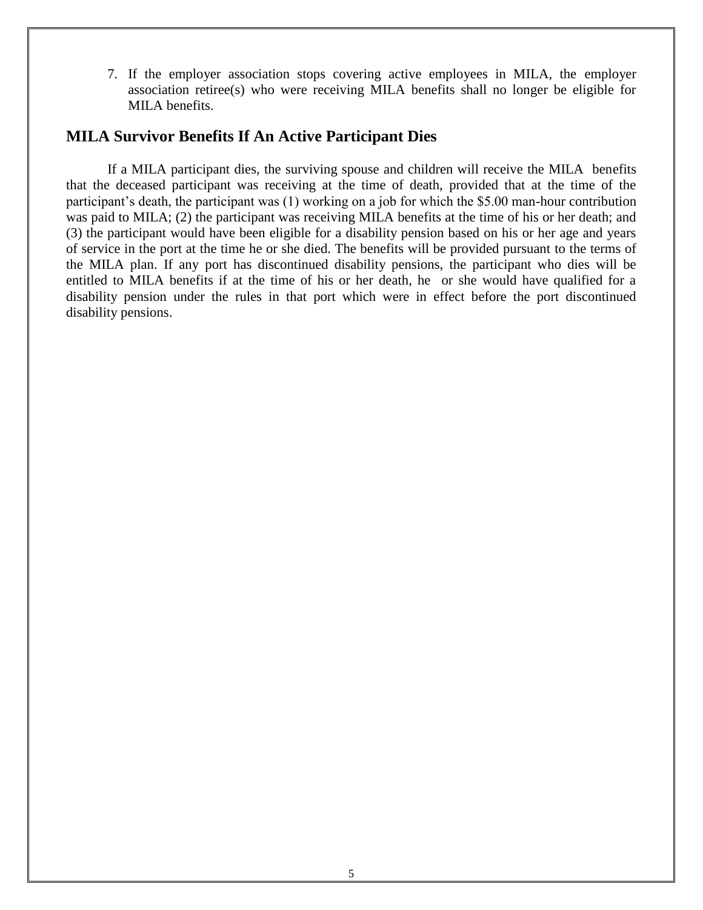7. If the employer association stops covering active employees in MILA, the employer association retiree(s) who were receiving MILA benefits shall no longer be eligible for MILA benefits.

## MILA Survivor Benefits If An Active Participant Dies

If a MILA participant dies, the surviving spouse and children will receive the MILA benefits that the deceased participant was receiving at the time of death, provided that at the time of the participant's death, the participant was (1) working on a job for which the $5.00 man-hour contribution was paid to MILA; (2) the participant was receiving MILA benefits at the time of his or her death; and (3) the participant would have been eligible for a disability pension based on his or her age and years of service in the port at the time he or she died. The benefits will be provided pursuant to the terms of the MILA plan. If any port has discontinued disability pensions, the participant who dies will be entitled to MILA benefits if at the time of his or her death, he or she would have qualified for a disability pension under the rules in that port which were in effect before the port discontinued disability pensions.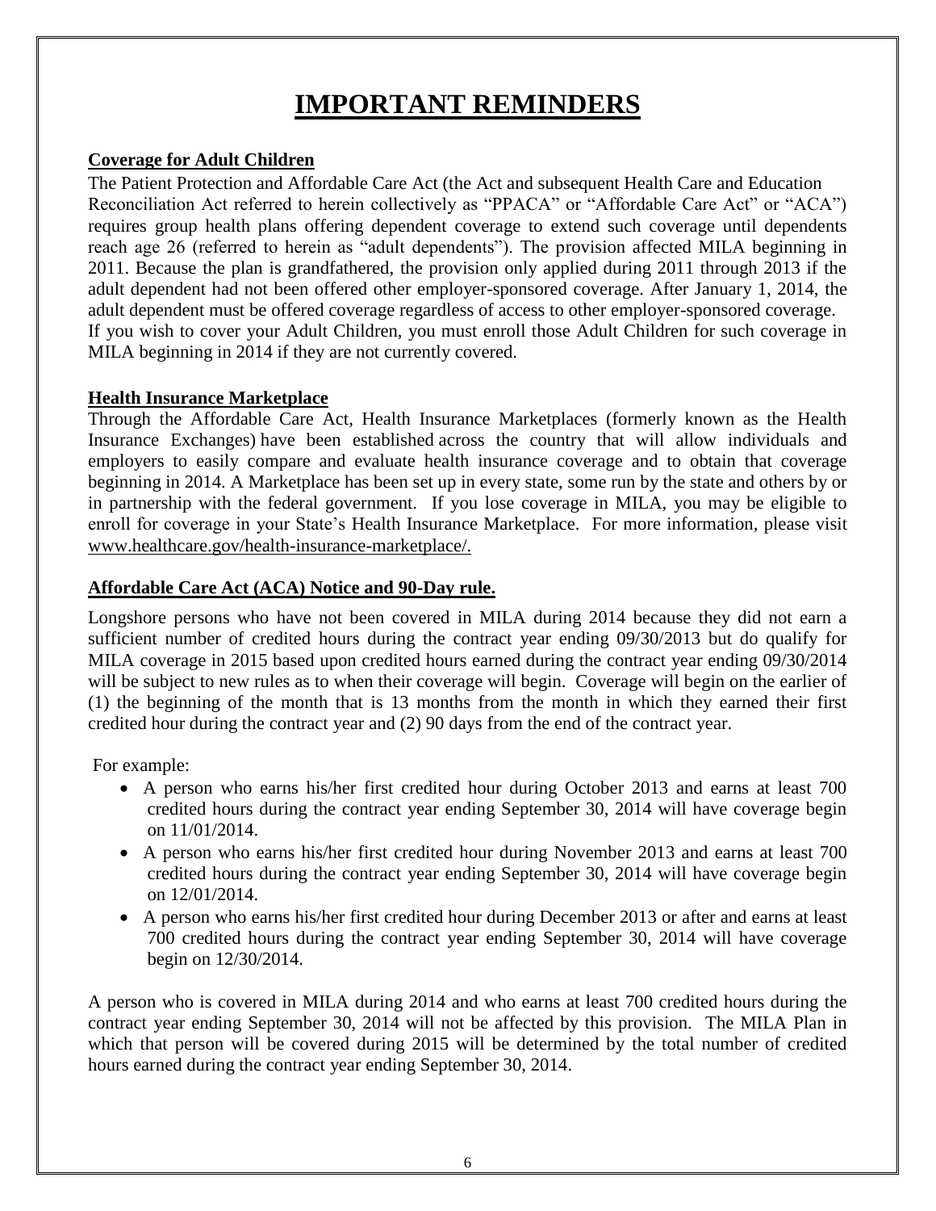# IMPORTANT REMINDERS

**Coverage for Adult Children**

The Patient Protection and Affordable Care Act (the Act and subsequent Health Care and Education Reconciliation Act referred to herein collectively as "PPACA" or "Affordable Care Act" or "ACA") requires group health plans offering dependent coverage to extend such coverage until dependents reach age 26 (referred to herein as "adult dependents"). The provision affected MILA beginning in 2011. Because the plan is grandfathered, the provision only applied during 2011 through 2013 if the adult dependent had not been offered other employer-sponsored coverage. After January 1, 2014, the adult dependent must be offered coverage regardless of access to other employer-sponsored coverage. If you wish to cover your Adult Children, you must enroll those Adult Children for such coverage in MILA beginning in 2014 if they are not currently covered.

**Health Insurance Marketplace**

Through the Affordable Care Act, Health Insurance Marketplaces (formerly known as the Health Insurance Exchanges) have been established across the country that will allow individuals and employers to easily compare and evaluate health insurance coverage and to obtain that coverage beginning in 2014. A Marketplace has been set up in every state, some run by the state and others by or in partnership with the federal government. If you lose coverage in MILA, you may be eligible to enroll for coverage in your State's Health Insurance Marketplace. For more information, please visit www.healthcare.gov/health-insurance-marketplace/.

**Affordable Care Act (ACA) Notice and 90-Day rule.**

Longshore persons who have not been covered in MILA during 2014 because they did not earn a sufficient number of credited hours during the contract year ending 09/30/2013 but do qualify for MILA coverage in 2015 based upon credited hours earned during the contract year ending 09/30/2014 will be subject to new rules as to when their coverage will begin. Coverage will begin on the earlier of (1) the beginning of the month that is 13 months from the month in which they earned their first credited hour during the contract year and (2) 90 days from the end of the contract year.

For example:

- A person who earns his/her first credited hour during October 2013 and earns at least 700 credited hours during the contract year ending September 30, 2014 will have coverage begin on 11/01/2014.
- A person who earns his/her first credited hour during November 2013 and earns at least 700 credited hours during the contract year ending September 30, 2014 will have coverage begin on 12/01/2014.
- A person who earns his/her first credited hour during December 2013 or after and earns at least 700 credited hours during the contract year ending September 30, 2014 will have coverage begin on 12/30/2014.

A person who is covered in MILA during 2014 and who earns at least 700 credited hours during the contract year ending September 30, 2014 will not be affected by this provision. The MILA Plan in which that person will be covered during 2015 will be determined by the total number of credited hours earned during the contract year ending September 30, 2014.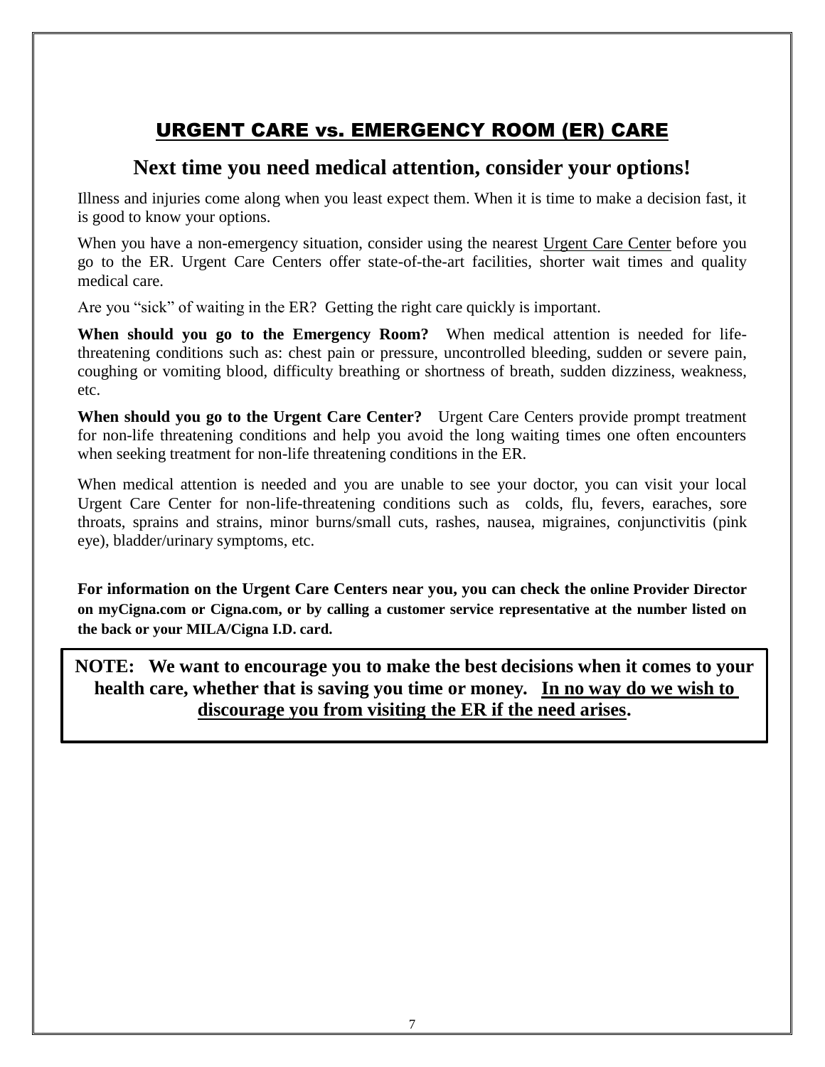# URGENT CARE vs. EMERGENCY ROOM (ER) CARE

## Next time you need medical attention, consider your options!

Illness and injuries come along when you least expect them. When it is time to make a decision fast, it is good to know your options.

When you have a non-emergency situation, consider using the nearest Urgent Care Center before you go to the ER. Urgent Care Centers offer state-of-the-art facilities, shorter wait times and quality medical care.

Are you "sick" of waiting in the ER? Getting the right care quickly is important.

**When should you go to the Emergency Room?** When medical attention is needed for life-threatening conditions such as: chest pain or pressure, uncontrolled bleeding, sudden or severe pain, coughing or vomiting blood, difficulty breathing or shortness of breath, sudden dizziness, weakness, etc.

**When should you go to the Urgent Care Center?** Urgent Care Centers provide prompt treatment for non-life threatening conditions and help you avoid the long waiting times one often encounters when seeking treatment for non-life threatening conditions in the ER.

When medical attention is needed and you are unable to see your doctor, you can visit your local Urgent Care Center for non-life-threatening conditions such as colds, flu, fevers, earaches, sore throats, sprains and strains, minor burns/small cuts, rashes, nausea, migraines, conjunctivitis (pink eye), bladder/urinary symptoms, etc.

**For information on the Urgent Care Centers near you, you can check the online Provider Director on myCigna.com or Cigna.com, or by calling a customer service representative at the number listed on the back or your MILA/Cigna I.D. card.**

**NOTE: We want to encourage you to make the best decisions when it comes to your health care, whether that is saving you time or money. In no way do we wish to discourage you from visiting the ER if the need arises.**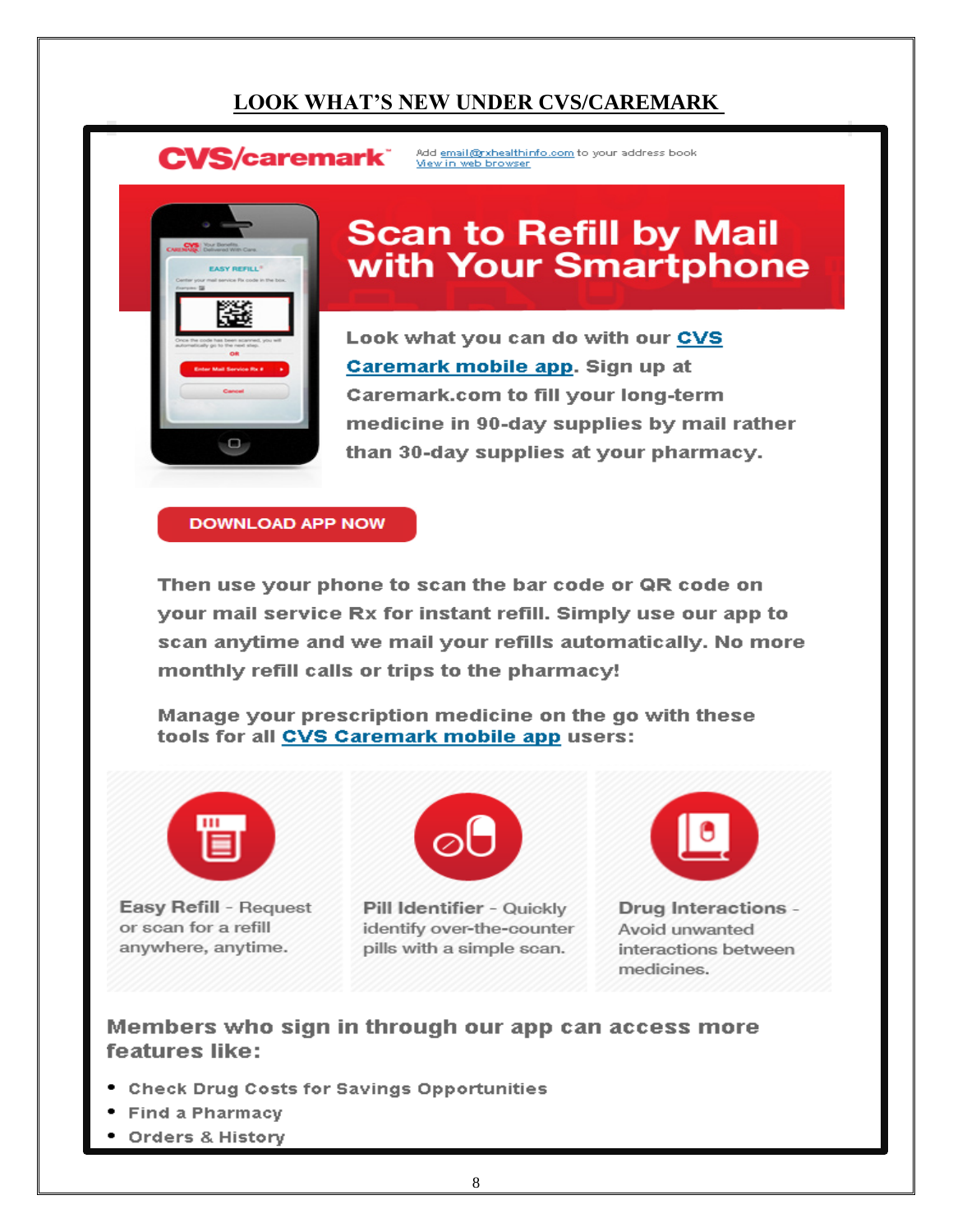# LOOK WHAT'S NEW UNDER CVS/CAREMARK

CVS/caremark

Add email@rxhealthinfo.com to your address book
View in web browser

## Scan to Refill by Mail with Your Smartphone

Look what you can do with our CVS Caremark mobile app. Sign up at Caremark.com to fill your long-term medicine in 90-day supplies by mail rather than 30-day supplies at your pharmacy.

DOWNLOAD APP NOW

Then use your phone to scan the bar code or QR code on your mail service Rx for instant refill. Simply use our app to scan anytime and we mail your refills automatically. No more monthly refill calls or trips to the pharmacy!

Manage your prescription medicine on the go with these tools for all CVS Caremark mobile app users:

**Easy Refill** - Request or scan for a refill anywhere, anytime.

**Pill Identifier** - Quickly identify over-the-counter pills with a simple scan.

**Drug Interactions** - Avoid unwanted interactions between medicines.

Members who sign in through our app can access more features like:

- Check Drug Costs for Savings Opportunities
- Find a Pharmacy
- Orders & History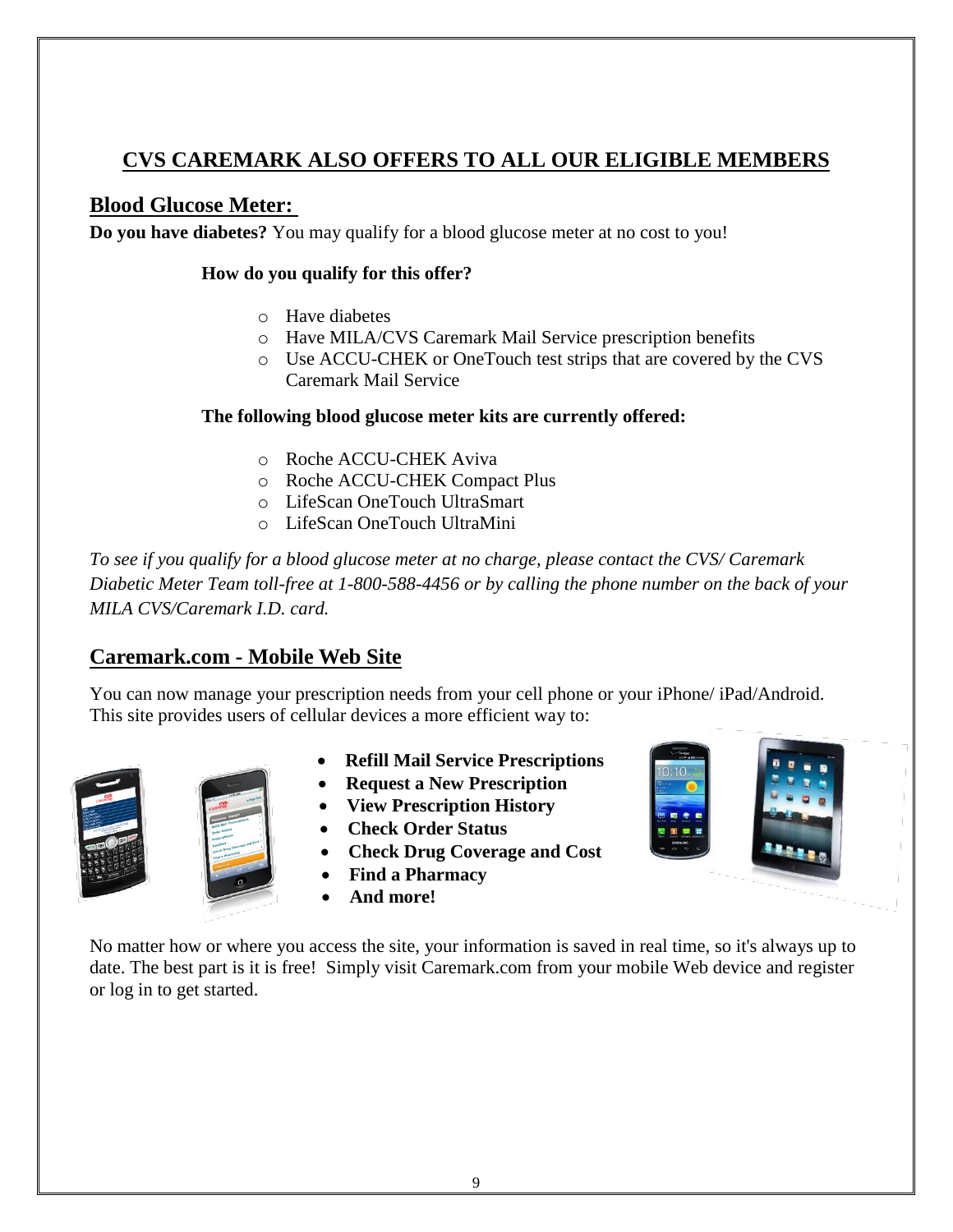## CVS CAREMARK ALSO OFFERS TO ALL OUR ELIGIBLE MEMBERS

### Blood Glucose Meter:

**Do you have diabetes?** You may qualify for a blood glucose meter at no cost to you!

**How do you qualify for this offer?**

- Have diabetes
- Have MILA/CVS Caremark Mail Service prescription benefits
- Use ACCU-CHEK or OneTouch test strips that are covered by the CVS Caremark Mail Service

**The following blood glucose meter kits are currently offered:**

- Roche ACCU-CHEK Aviva
- Roche ACCU-CHEK Compact Plus
- LifeScan OneTouch UltraSmart
- LifeScan OneTouch UltraMini

*To see if you qualify for a blood glucose meter at no charge, please contact the CVS/ Caremark Diabetic Meter Team toll-free at 1-800-588-4456 or by calling the phone number on the back of your MILA CVS/Caremark I.D. card.*

### Caremark.com - Mobile Web Site

You can now manage your prescription needs from your cell phone or your iPhone/ iPad/Android. This site provides users of cellular devices a more efficient way to:

- **Refill Mail Service Prescriptions**
- **Request a New Prescription**
- **View Prescription History**
- **Check Order Status**
- **Check Drug Coverage and Cost**
- **Find a Pharmacy**
- **And more!**

No matter how or where you access the site, your information is saved in real time, so it's always up to date. The best part is it is free! Simply visit Caremark.com from your mobile Web device and register or log in to get started.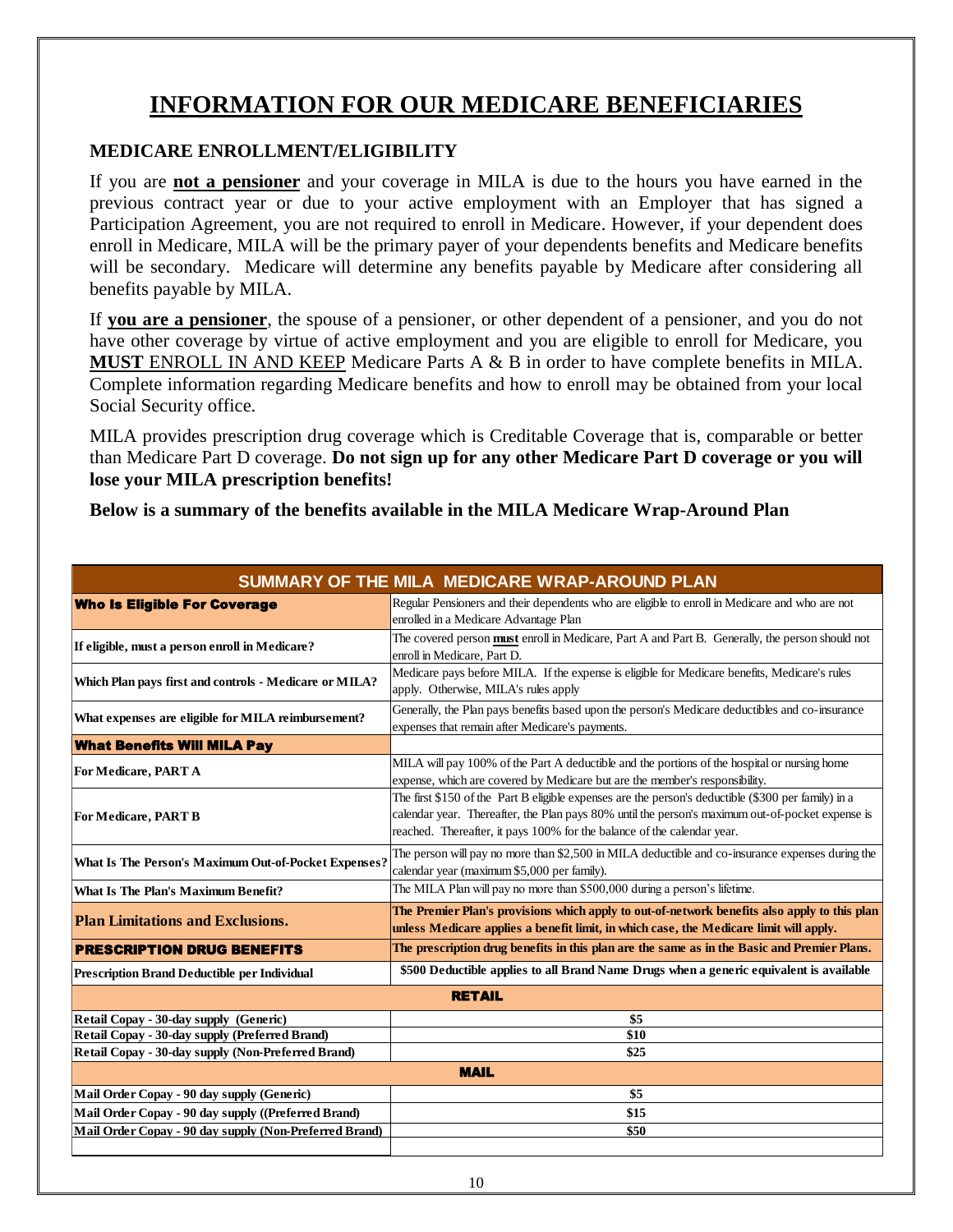# INFORMATION FOR OUR MEDICARE BENEFICIARIES

### MEDICARE ENROLLMENT/ELIGIBILITY

If you are **not a pensioner** and your coverage in MILA is due to the hours you have earned in the previous contract year or due to your active employment with an Employer that has signed a Participation Agreement, you are not required to enroll in Medicare. However, if your dependent does enroll in Medicare, MILA will be the primary payer of your dependents benefits and Medicare benefits will be secondary. Medicare will determine any benefits payable by Medicare after considering all benefits payable by MILA.

If **you are a pensioner**, the spouse of a pensioner, or other dependent of a pensioner, and you do not have other coverage by virtue of active employment and you are eligible to enroll for Medicare, you **MUST** ENROLL IN AND KEEP Medicare Parts A & B in order to have complete benefits in MILA. Complete information regarding Medicare benefits and how to enroll may be obtained from your local Social Security office.

MILA provides prescription drug coverage which is Creditable Coverage that is, comparable or better than Medicare Part D coverage. **Do not sign up for any other Medicare Part D coverage or you will lose your MILA prescription benefits!**

**Below is a summary of the benefits available in the MILA Medicare Wrap-Around Plan**

| SUMMARY OF THE MILA MEDICARE WRAP-AROUND PLAN | |
|---|---|
| **Who Is Eligible For Coverage** | Regular Pensioners and their dependents who are eligible to enroll in Medicare and who are not enrolled in a Medicare Advantage Plan |
| **If eligible, must a person enroll in Medicare?** | The covered person **must** enroll in Medicare, Part A and Part B. Generally, the person should not enroll in Medicare, Part D. |
| **Which Plan pays first and controls - Medicare or MILA?** | Medicare pays before MILA. If the expense is eligible for Medicare benefits, Medicare's rules apply. Otherwise, MILA's rules apply |
| **What expenses are eligible for MILA reimbursement?** | Generally, the Plan pays benefits based upon the person's Medicare deductibles and co-insurance expenses that remain after Medicare's payments. |
| **What Benefits Will MILA Pay** | |
| **For Medicare, PART A** | MILA will pay 100% of the Part A deductible and the portions of the hospital or nursing home expense, which are covered by Medicare but are the member's responsibility. |
| **For Medicare, PART B** | The first $150 of the Part B eligible expenses are the person's deductible ($300 per family) in a calendar year. Thereafter, the Plan pays 80% until the person's maximum out-of-pocket expense is reached. Thereafter, it pays 100% for the balance of the calendar year. |
| **What Is The Person's Maximum Out-of-Pocket Expenses?** | The person will pay no more than $2,500 in MILA deductible and co-insurance expenses during the calendar year (maximum $5,000 per family). |
| **What Is The Plan's Maximum Benefit?** | The MILA Plan will pay no more than $500,000 during a person's lifetime. |
| **Plan Limitations and Exclusions.** | **The Premier Plan's provisions which apply to out-of-network benefits also apply to this plan unless Medicare applies a benefit limit, in which case, the Medicare limit will apply.** |
| **PRESCRIPTION DRUG BENEFITS** | **The prescription drug benefits in this plan are the same as in the Basic and Premier Plans.** |
| **Prescription Brand Deductible per Individual** | **$500 Deductible applies to all Brand Name Drugs when a generic equivalent is available** |
| **RETAIL** | |
| **Retail Copay - 30-day supply (Generic)** | **$5** |
| **Retail Copay - 30-day supply (Preferred Brand)** | **$10** |
| **Retail Copay - 30-day supply (Non-Preferred Brand)** | **$25** |
| **MAIL** | |
| **Mail Order Copay - 90 day supply (Generic)** | **$5** |
| **Mail Order Copay - 90 day supply ((Preferred Brand)** | **$15** |
| **Mail Order Copay - 90 day supply (Non-Preferred Brand)** | **$50** |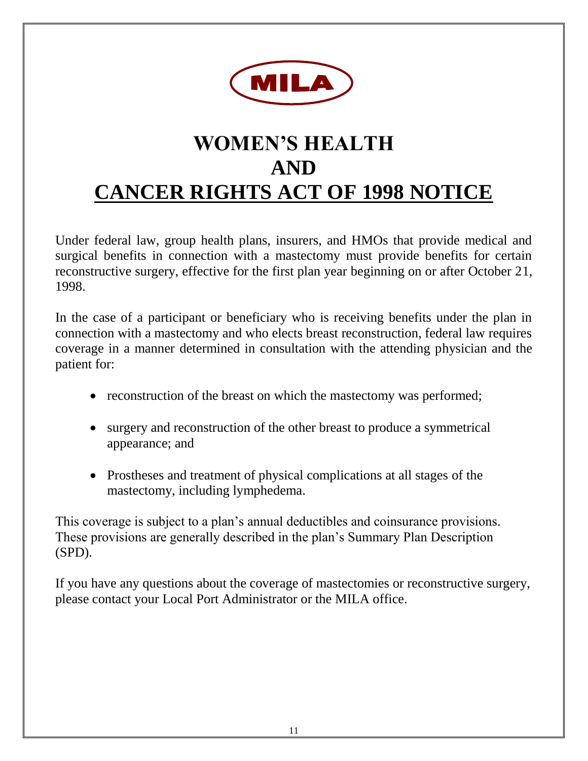MILA

# WOMEN'S HEALTH
# AND
# CANCER RIGHTS ACT OF 1998 NOTICE

Under federal law, group health plans, insurers, and HMOs that provide medical and surgical benefits in connection with a mastectomy must provide benefits for certain reconstructive surgery, effective for the first plan year beginning on or after October 21, 1998.

In the case of a participant or beneficiary who is receiving benefits under the plan in connection with a mastectomy and who elects breast reconstruction, federal law requires coverage in a manner determined in consultation with the attending physician and the patient for:

- reconstruction of the breast on which the mastectomy was performed;
- surgery and reconstruction of the other breast to produce a symmetrical appearance; and
- Prostheses and treatment of physical complications at all stages of the mastectomy, including lymphedema.

This coverage is subject to a plan's annual deductibles and coinsurance provisions. These provisions are generally described in the plan's Summary Plan Description (SPD).

If you have any questions about the coverage of mastectomies or reconstructive surgery, please contact your Local Port Administrator or the MILA office.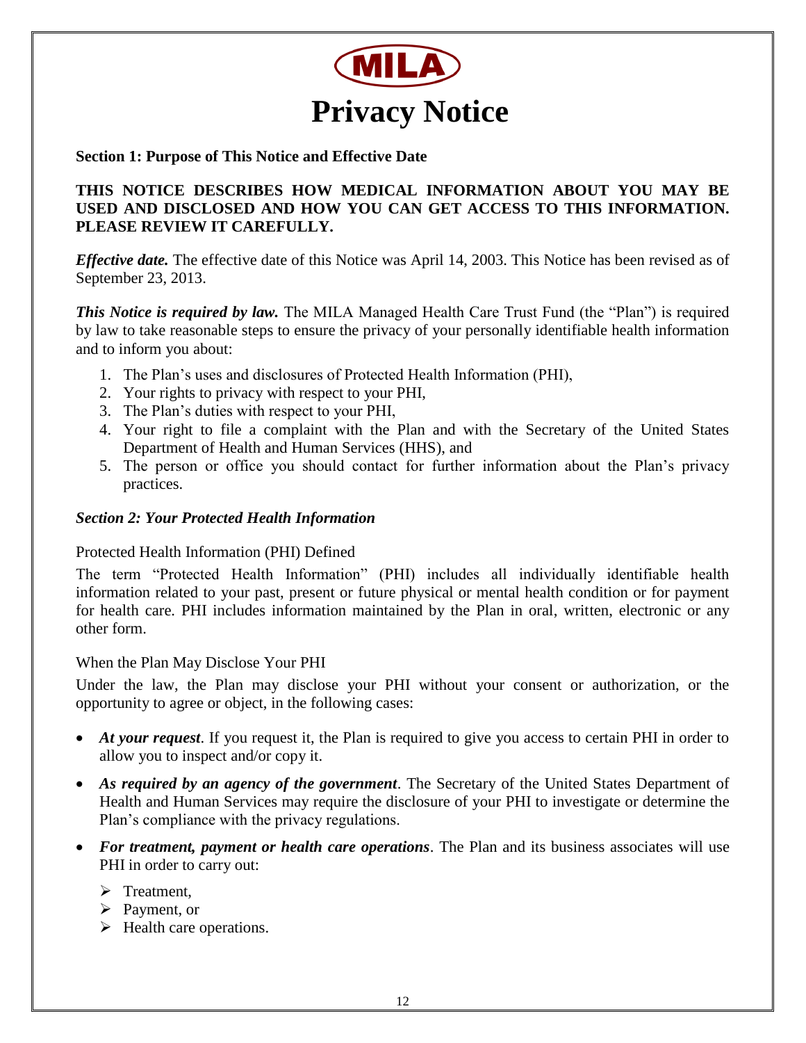# MILA

# Privacy Notice

**Section 1: Purpose of This Notice and Effective Date**

**THIS NOTICE DESCRIBES HOW MEDICAL INFORMATION ABOUT YOU MAY BE USED AND DISCLOSED AND HOW YOU CAN GET ACCESS TO THIS INFORMATION. PLEASE REVIEW IT CAREFULLY.**

***Effective date.*** The effective date of this Notice was April 14, 2003. This Notice has been revised as of September 23, 2013.

***This Notice is required by law.*** The MILA Managed Health Care Trust Fund (the "Plan") is required by law to take reasonable steps to ensure the privacy of your personally identifiable health information and to inform you about:

1. The Plan's uses and disclosures of Protected Health Information (PHI),
2. Your rights to privacy with respect to your PHI,
3. The Plan's duties with respect to your PHI,
4. Your right to file a complaint with the Plan and with the Secretary of the United States Department of Health and Human Services (HHS), and
5. The person or office you should contact for further information about the Plan's privacy practices.

***Section 2: Your Protected Health Information***

Protected Health Information (PHI) Defined

The term "Protected Health Information" (PHI) includes all individually identifiable health information related to your past, present or future physical or mental health condition or for payment for health care. PHI includes information maintained by the Plan in oral, written, electronic or any other form.

When the Plan May Disclose Your PHI

Under the law, the Plan may disclose your PHI without your consent or authorization, or the opportunity to agree or object, in the following cases:

- ***At your request***. If you request it, the Plan is required to give you access to certain PHI in order to allow you to inspect and/or copy it.
- ***As required by an agency of the government***. The Secretary of the United States Department of Health and Human Services may require the disclosure of your PHI to investigate or determine the Plan's compliance with the privacy regulations.
- ***For treatment, payment or health care operations***. The Plan and its business associates will use PHI in order to carry out:
  - Treatment,
  - Payment, or
  - Health care operations.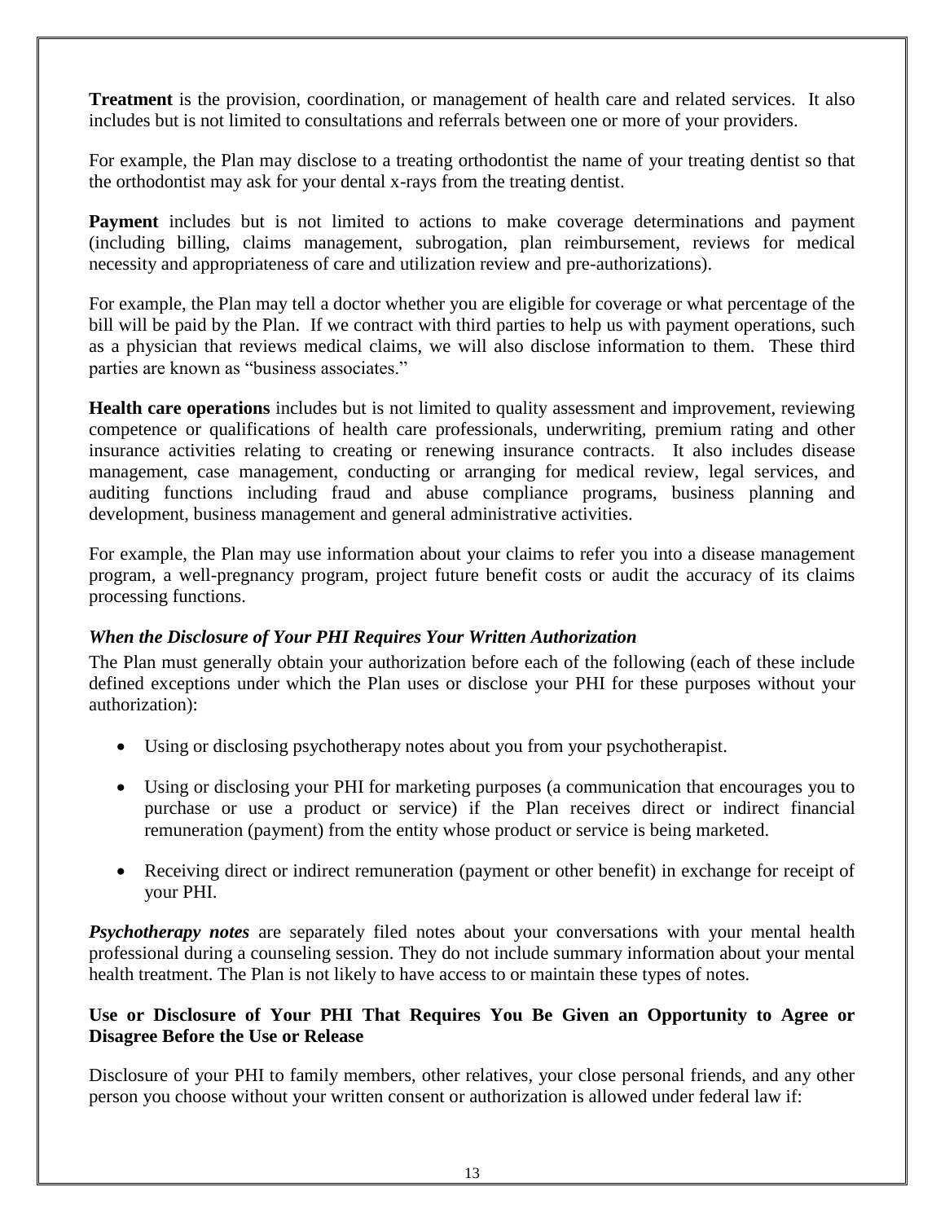**Treatment** is the provision, coordination, or management of health care and related services. It also includes but is not limited to consultations and referrals between one or more of your providers.

For example, the Plan may disclose to a treating orthodontist the name of your treating dentist so that the orthodontist may ask for your dental x-rays from the treating dentist.

**Payment** includes but is not limited to actions to make coverage determinations and payment (including billing, claims management, subrogation, plan reimbursement, reviews for medical necessity and appropriateness of care and utilization review and pre-authorizations).

For example, the Plan may tell a doctor whether you are eligible for coverage or what percentage of the bill will be paid by the Plan. If we contract with third parties to help us with payment operations, such as a physician that reviews medical claims, we will also disclose information to them. These third parties are known as "business associates."

**Health care operations** includes but is not limited to quality assessment and improvement, reviewing competence or qualifications of health care professionals, underwriting, premium rating and other insurance activities relating to creating or renewing insurance contracts. It also includes disease management, case management, conducting or arranging for medical review, legal services, and auditing functions including fraud and abuse compliance programs, business planning and development, business management and general administrative activities.

For example, the Plan may use information about your claims to refer you into a disease management program, a well-pregnancy program, project future benefit costs or audit the accuracy of its claims processing functions.

### *When the Disclosure of Your PHI Requires Your Written Authorization*

The Plan must generally obtain your authorization before each of the following (each of these include defined exceptions under which the Plan uses or disclose your PHI for these purposes without your authorization):

- Using or disclosing psychotherapy notes about you from your psychotherapist.
- Using or disclosing your PHI for marketing purposes (a communication that encourages you to purchase or use a product or service) if the Plan receives direct or indirect financial remuneration (payment) from the entity whose product or service is being marketed.
- Receiving direct or indirect remuneration (payment or other benefit) in exchange for receipt of your PHI.

***Psychotherapy notes*** are separately filed notes about your conversations with your mental health professional during a counseling session. They do not include summary information about your mental health treatment. The Plan is not likely to have access to or maintain these types of notes.

### Use or Disclosure of Your PHI That Requires You Be Given an Opportunity to Agree or Disagree Before the Use or Release

Disclosure of your PHI to family members, other relatives, your close personal friends, and any other person you choose without your written consent or authorization is allowed under federal law if: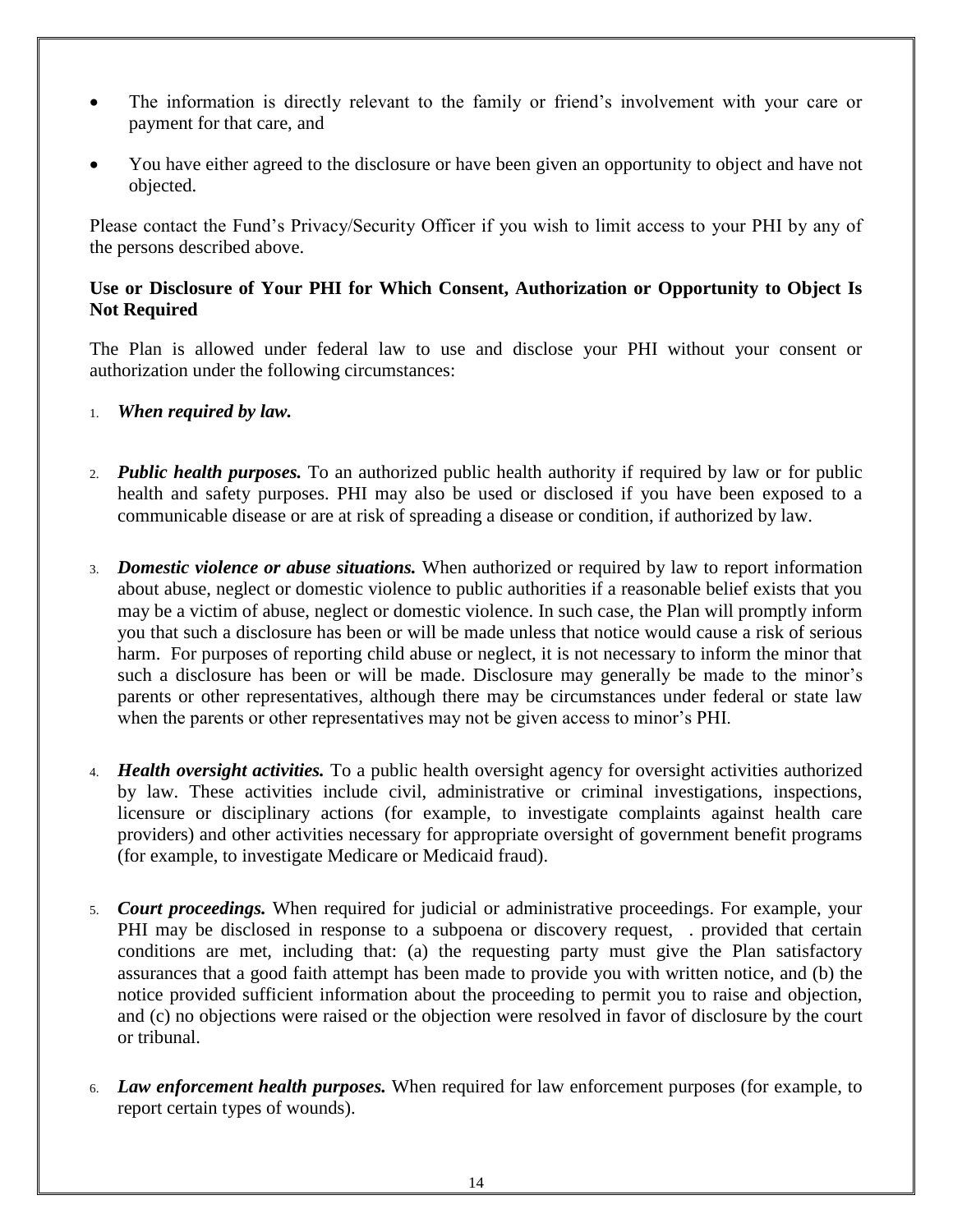- The information is directly relevant to the family or friend's involvement with your care or payment for that care, and
- You have either agreed to the disclosure or have been given an opportunity to object and have not objected.

Please contact the Fund's Privacy/Security Officer if you wish to limit access to your PHI by any of the persons described above.

**Use or Disclosure of Your PHI for Which Consent, Authorization or Opportunity to Object Is Not Required**

The Plan is allowed under federal law to use and disclose your PHI without your consent or authorization under the following circumstances:

1. ***When required by law.***

2. ***Public health purposes.*** To an authorized public health authority if required by law or for public health and safety purposes. PHI may also be used or disclosed if you have been exposed to a communicable disease or are at risk of spreading a disease or condition, if authorized by law.

3. ***Domestic violence or abuse situations.*** When authorized or required by law to report information about abuse, neglect or domestic violence to public authorities if a reasonable belief exists that you may be a victim of abuse, neglect or domestic violence. In such case, the Plan will promptly inform you that such a disclosure has been or will be made unless that notice would cause a risk of serious harm. For purposes of reporting child abuse or neglect, it is not necessary to inform the minor that such a disclosure has been or will be made. Disclosure may generally be made to the minor's parents or other representatives, although there may be circumstances under federal or state law when the parents or other representatives may not be given access to minor's PHI.

4. ***Health oversight activities.*** To a public health oversight agency for oversight activities authorized by law. These activities include civil, administrative or criminal investigations, inspections, licensure or disciplinary actions (for example, to investigate complaints against health care providers) and other activities necessary for appropriate oversight of government benefit programs (for example, to investigate Medicare or Medicaid fraud).

5. ***Court proceedings.*** When required for judicial or administrative proceedings. For example, your PHI may be disclosed in response to a subpoena or discovery request, . provided that certain conditions are met, including that: (a) the requesting party must give the Plan satisfactory assurances that a good faith attempt has been made to provide you with written notice, and (b) the notice provided sufficient information about the proceeding to permit you to raise and objection, and (c) no objections were raised or the objection were resolved in favor of disclosure by the court or tribunal.

6. ***Law enforcement health purposes.*** When required for law enforcement purposes (for example, to report certain types of wounds).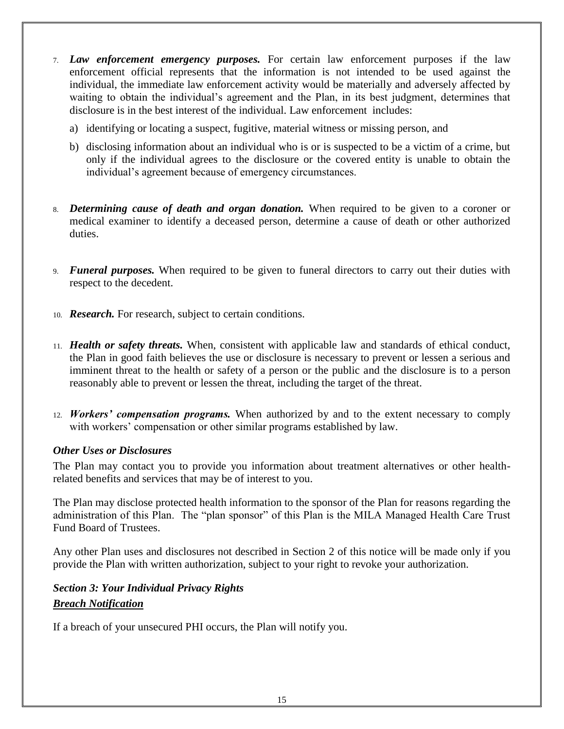7. ***Law enforcement emergency purposes.*** For certain law enforcement purposes if the law enforcement official represents that the information is not intended to be used against the individual, the immediate law enforcement activity would be materially and adversely affected by waiting to obtain the individual's agreement and the Plan, in its best judgment, determines that disclosure is in the best interest of the individual. Law enforcement includes:

   a) identifying or locating a suspect, fugitive, material witness or missing person, and

   b) disclosing information about an individual who is or is suspected to be a victim of a crime, but only if the individual agrees to the disclosure or the covered entity is unable to obtain the individual's agreement because of emergency circumstances.

8. ***Determining cause of death and organ donation.*** When required to be given to a coroner or medical examiner to identify a deceased person, determine a cause of death or other authorized duties.

9. ***Funeral purposes.*** When required to be given to funeral directors to carry out their duties with respect to the decedent.

10. ***Research.*** For research, subject to certain conditions.

11. ***Health or safety threats.*** When, consistent with applicable law and standards of ethical conduct, the Plan in good faith believes the use or disclosure is necessary to prevent or lessen a serious and imminent threat to the health or safety of a person or the public and the disclosure is to a person reasonably able to prevent or lessen the threat, including the target of the threat.

12. ***Workers' compensation programs.*** When authorized by and to the extent necessary to comply with workers' compensation or other similar programs established by law.

***Other Uses or Disclosures***

The Plan may contact you to provide you information about treatment alternatives or other health-related benefits and services that may be of interest to you.

The Plan may disclose protected health information to the sponsor of the Plan for reasons regarding the administration of this Plan. The "plan sponsor" of this Plan is the MILA Managed Health Care Trust Fund Board of Trustees.

Any other Plan uses and disclosures not described in Section 2 of this notice will be made only if you provide the Plan with written authorization, subject to your right to revoke your authorization.

## *Section 3: Your Individual Privacy Rights*

***<u>Breach Notification</u>***

If a breach of your unsecured PHI occurs, the Plan will notify you.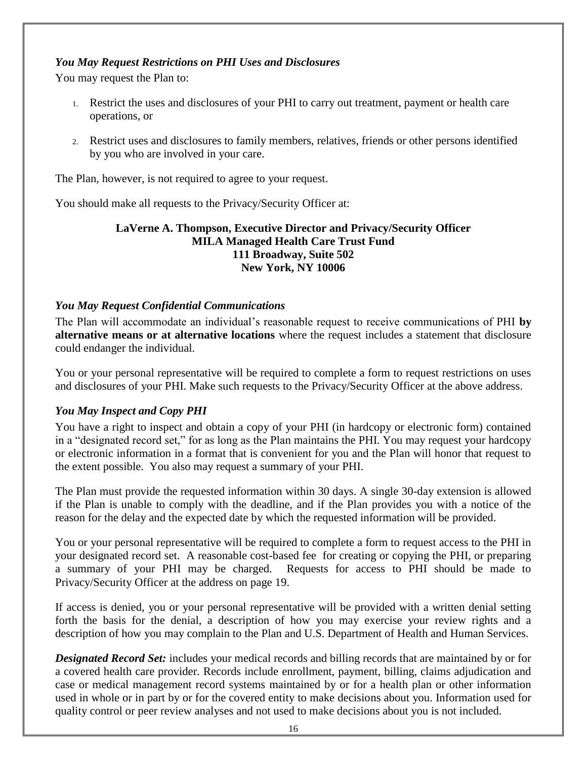### *You May Request Restrictions on PHI Uses and Disclosures*

You may request the Plan to:

1. Restrict the uses and disclosures of your PHI to carry out treatment, payment or health care operations, or
2. Restrict uses and disclosures to family members, relatives, friends or other persons identified by you who are involved in your care.

The Plan, however, is not required to agree to your request.

You should make all requests to the Privacy/Security Officer at:

**LaVerne A. Thompson, Executive Director and Privacy/Security Officer**
**MILA Managed Health Care Trust Fund**
**111 Broadway, Suite 502**
**New York, NY 10006**

### *You May Request Confidential Communications*

The Plan will accommodate an individual's reasonable request to receive communications of PHI **by alternative means or at alternative locations** where the request includes a statement that disclosure could endanger the individual.

You or your personal representative will be required to complete a form to request restrictions on uses and disclosures of your PHI. Make such requests to the Privacy/Security Officer at the above address.

### *You May Inspect and Copy PHI*

You have a right to inspect and obtain a copy of your PHI (in hardcopy or electronic form) contained in a "designated record set," for as long as the Plan maintains the PHI. You may request your hardcopy or electronic information in a format that is convenient for you and the Plan will honor that request to the extent possible. You also may request a summary of your PHI.

The Plan must provide the requested information within 30 days. A single 30-day extension is allowed if the Plan is unable to comply with the deadline, and if the Plan provides you with a notice of the reason for the delay and the expected date by which the requested information will be provided.

You or your personal representative will be required to complete a form to request access to the PHI in your designated record set. A reasonable cost-based fee for creating or copying the PHI, or preparing a summary of your PHI may be charged. Requests for access to PHI should be made to Privacy/Security Officer at the address on page 19.

If access is denied, you or your personal representative will be provided with a written denial setting forth the basis for the denial, a description of how you may exercise your review rights and a description of how you may complain to the Plan and U.S. Department of Health and Human Services.

***Designated Record Set:*** includes your medical records and billing records that are maintained by or for a covered health care provider. Records include enrollment, payment, billing, claims adjudication and case or medical management record systems maintained by or for a health plan or other information used in whole or in part by or for the covered entity to make decisions about you. Information used for quality control or peer review analyses and not used to make decisions about you is not included.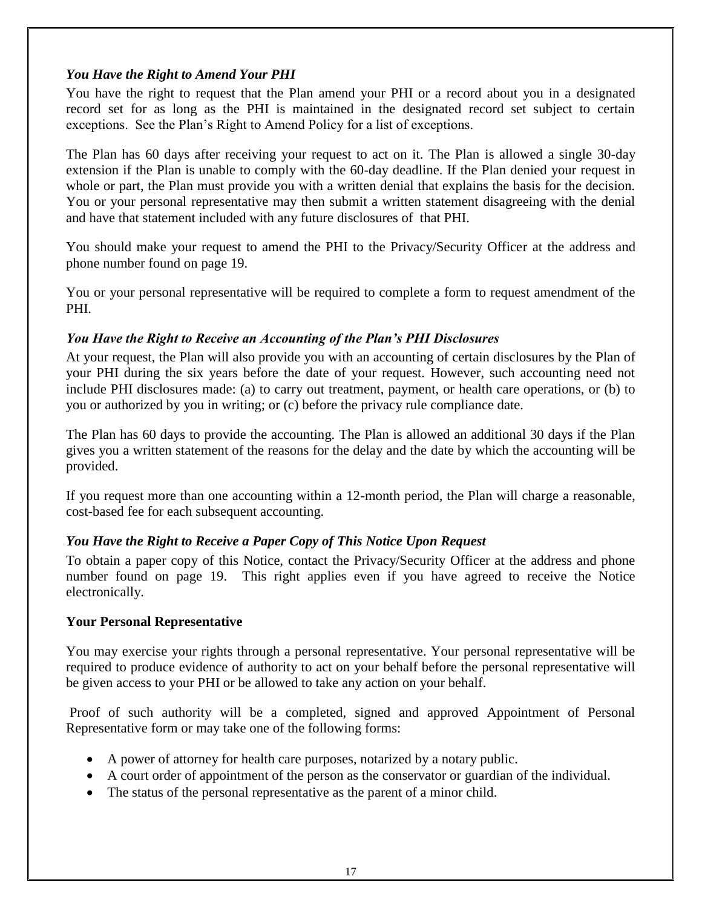### *You Have the Right to Amend Your PHI*

You have the right to request that the Plan amend your PHI or a record about you in a designated record set for as long as the PHI is maintained in the designated record set subject to certain exceptions. See the Plan's Right to Amend Policy for a list of exceptions.

The Plan has 60 days after receiving your request to act on it. The Plan is allowed a single 30-day extension if the Plan is unable to comply with the 60-day deadline. If the Plan denied your request in whole or part, the Plan must provide you with a written denial that explains the basis for the decision. You or your personal representative may then submit a written statement disagreeing with the denial and have that statement included with any future disclosures of that PHI.

You should make your request to amend the PHI to the Privacy/Security Officer at the address and phone number found on page 19.

You or your personal representative will be required to complete a form to request amendment of the PHI.

### *You Have the Right to Receive an Accounting of the Plan's PHI Disclosures*

At your request, the Plan will also provide you with an accounting of certain disclosures by the Plan of your PHI during the six years before the date of your request. However, such accounting need not include PHI disclosures made: (a) to carry out treatment, payment, or health care operations, or (b) to you or authorized by you in writing; or (c) before the privacy rule compliance date.

The Plan has 60 days to provide the accounting. The Plan is allowed an additional 30 days if the Plan gives you a written statement of the reasons for the delay and the date by which the accounting will be provided.

If you request more than one accounting within a 12-month period, the Plan will charge a reasonable, cost-based fee for each subsequent accounting.

### *You Have the Right to Receive a Paper Copy of This Notice Upon Request*

To obtain a paper copy of this Notice, contact the Privacy/Security Officer at the address and phone number found on page 19. This right applies even if you have agreed to receive the Notice electronically.

### **Your Personal Representative**

You may exercise your rights through a personal representative. Your personal representative will be required to produce evidence of authority to act on your behalf before the personal representative will be given access to your PHI or be allowed to take any action on your behalf.

Proof of such authority will be a completed, signed and approved Appointment of Personal Representative form or may take one of the following forms:

- A power of attorney for health care purposes, notarized by a notary public.
- A court order of appointment of the person as the conservator or guardian of the individual.
- The status of the personal representative as the parent of a minor child.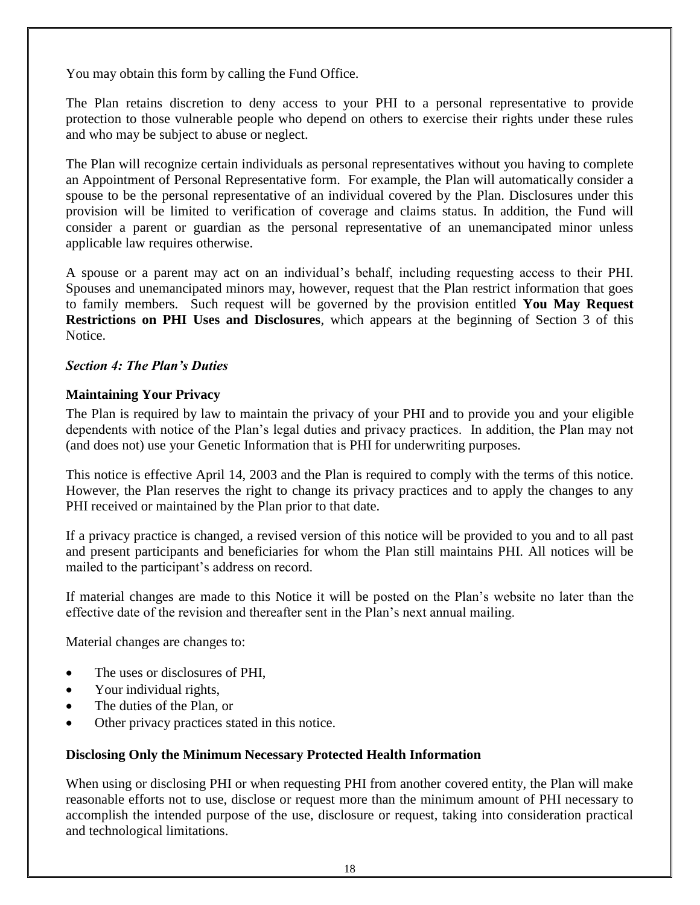You may obtain this form by calling the Fund Office.

The Plan retains discretion to deny access to your PHI to a personal representative to provide protection to those vulnerable people who depend on others to exercise their rights under these rules and who may be subject to abuse or neglect.

The Plan will recognize certain individuals as personal representatives without you having to complete an Appointment of Personal Representative form. For example, the Plan will automatically consider a spouse to be the personal representative of an individual covered by the Plan. Disclosures under this provision will be limited to verification of coverage and claims status. In addition, the Fund will consider a parent or guardian as the personal representative of an unemancipated minor unless applicable law requires otherwise.

A spouse or a parent may act on an individual's behalf, including requesting access to their PHI. Spouses and unemancipated minors may, however, request that the Plan restrict information that goes to family members. Such request will be governed by the provision entitled **You May Request Restrictions on PHI Uses and Disclosures**, which appears at the beginning of Section 3 of this Notice.

### *Section 4: The Plan's Duties*

**Maintaining Your Privacy**

The Plan is required by law to maintain the privacy of your PHI and to provide you and your eligible dependents with notice of the Plan's legal duties and privacy practices. In addition, the Plan may not (and does not) use your Genetic Information that is PHI for underwriting purposes.

This notice is effective April 14, 2003 and the Plan is required to comply with the terms of this notice. However, the Plan reserves the right to change its privacy practices and to apply the changes to any PHI received or maintained by the Plan prior to that date.

If a privacy practice is changed, a revised version of this notice will be provided to you and to all past and present participants and beneficiaries for whom the Plan still maintains PHI. All notices will be mailed to the participant's address on record.

If material changes are made to this Notice it will be posted on the Plan's website no later than the effective date of the revision and thereafter sent in the Plan's next annual mailing.

Material changes are changes to:

- The uses or disclosures of PHI,
- Your individual rights,
- The duties of the Plan, or
- Other privacy practices stated in this notice.

**Disclosing Only the Minimum Necessary Protected Health Information**

When using or disclosing PHI or when requesting PHI from another covered entity, the Plan will make reasonable efforts not to use, disclose or request more than the minimum amount of PHI necessary to accomplish the intended purpose of the use, disclosure or request, taking into consideration practical and technological limitations.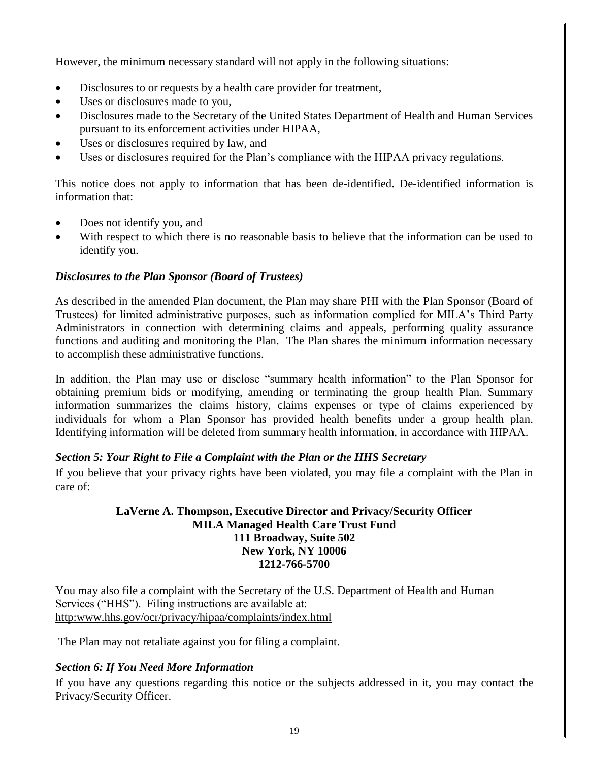However, the minimum necessary standard will not apply in the following situations:

- Disclosures to or requests by a health care provider for treatment,
- Uses or disclosures made to you,
- Disclosures made to the Secretary of the United States Department of Health and Human Services pursuant to its enforcement activities under HIPAA,
- Uses or disclosures required by law, and
- Uses or disclosures required for the Plan's compliance with the HIPAA privacy regulations.

This notice does not apply to information that has been de-identified. De-identified information is information that:

- Does not identify you, and
- With respect to which there is no reasonable basis to believe that the information can be used to identify you.

***Disclosures to the Plan Sponsor (Board of Trustees)***

As described in the amended Plan document, the Plan may share PHI with the Plan Sponsor (Board of Trustees) for limited administrative purposes, such as information complied for MILA's Third Party Administrators in connection with determining claims and appeals, performing quality assurance functions and auditing and monitoring the Plan. The Plan shares the minimum information necessary to accomplish these administrative functions.

In addition, the Plan may use or disclose "summary health information" to the Plan Sponsor for obtaining premium bids or modifying, amending or terminating the group health Plan. Summary information summarizes the claims history, claims expenses or type of claims experienced by individuals for whom a Plan Sponsor has provided health benefits under a group health plan. Identifying information will be deleted from summary health information, in accordance with HIPAA.

***Section 5: Your Right to File a Complaint with the Plan or the HHS Secretary***

If you believe that your privacy rights have been violated, you may file a complaint with the Plan in care of:

**LaVerne A. Thompson, Executive Director and Privacy/Security Officer**
**MILA Managed Health Care Trust Fund**
**111 Broadway, Suite 502**
**New York, NY 10006**
**1212-766-5700**

You may also file a complaint with the Secretary of the U.S. Department of Health and Human Services ("HHS"). Filing instructions are available at:
http:www.hhs.gov/ocr/privacy/hipaa/complaints/index.html

The Plan may not retaliate against you for filing a complaint.

***Section 6: If You Need More Information***

If you have any questions regarding this notice or the subjects addressed in it, you may contact the Privacy/Security Officer.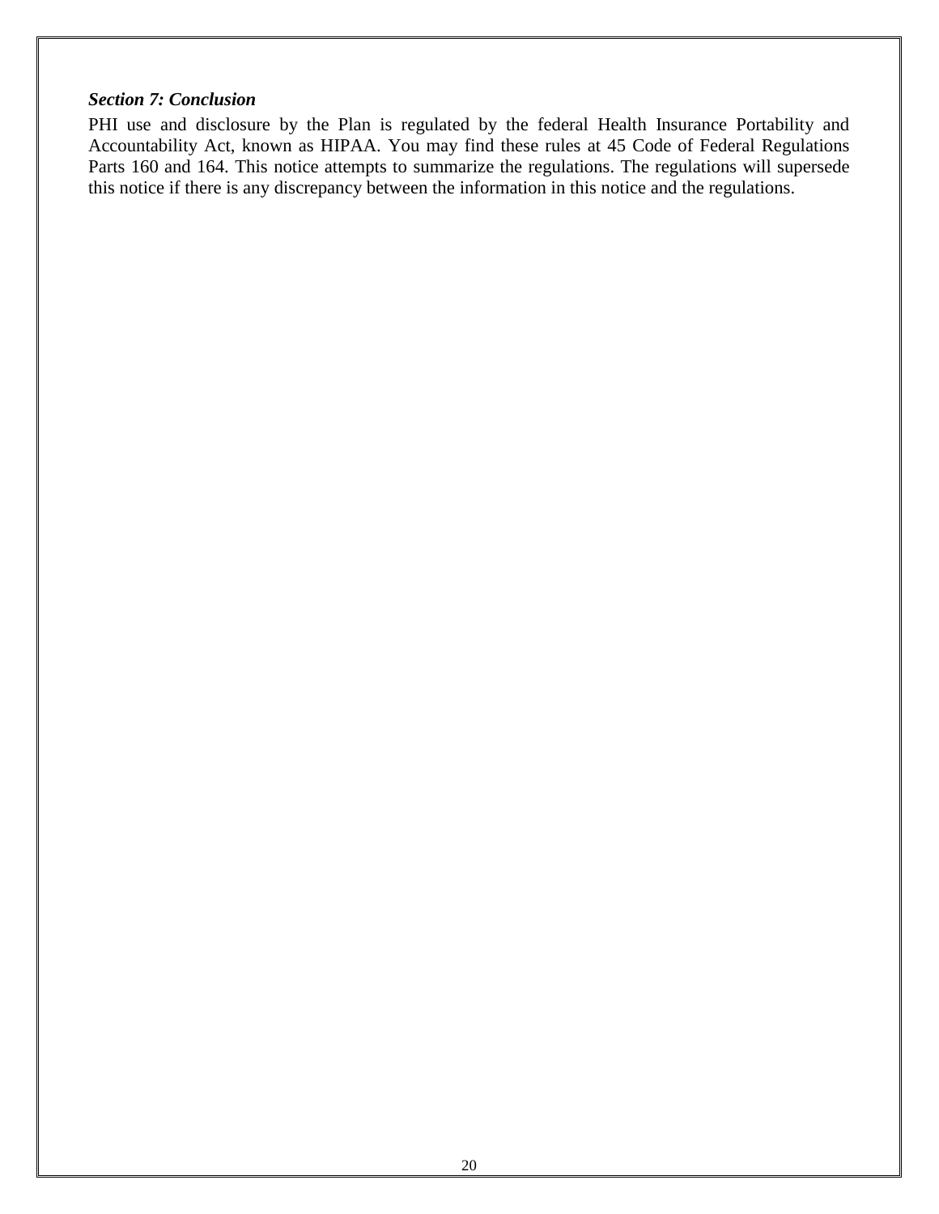***Section 7: Conclusion***

PHI use and disclosure by the Plan is regulated by the federal Health Insurance Portability and Accountability Act, known as HIPAA. You may find these rules at 45 Code of Federal Regulations Parts 160 and 164. This notice attempts to summarize the regulations. The regulations will supersede this notice if there is any discrepancy between the information in this notice and the regulations.